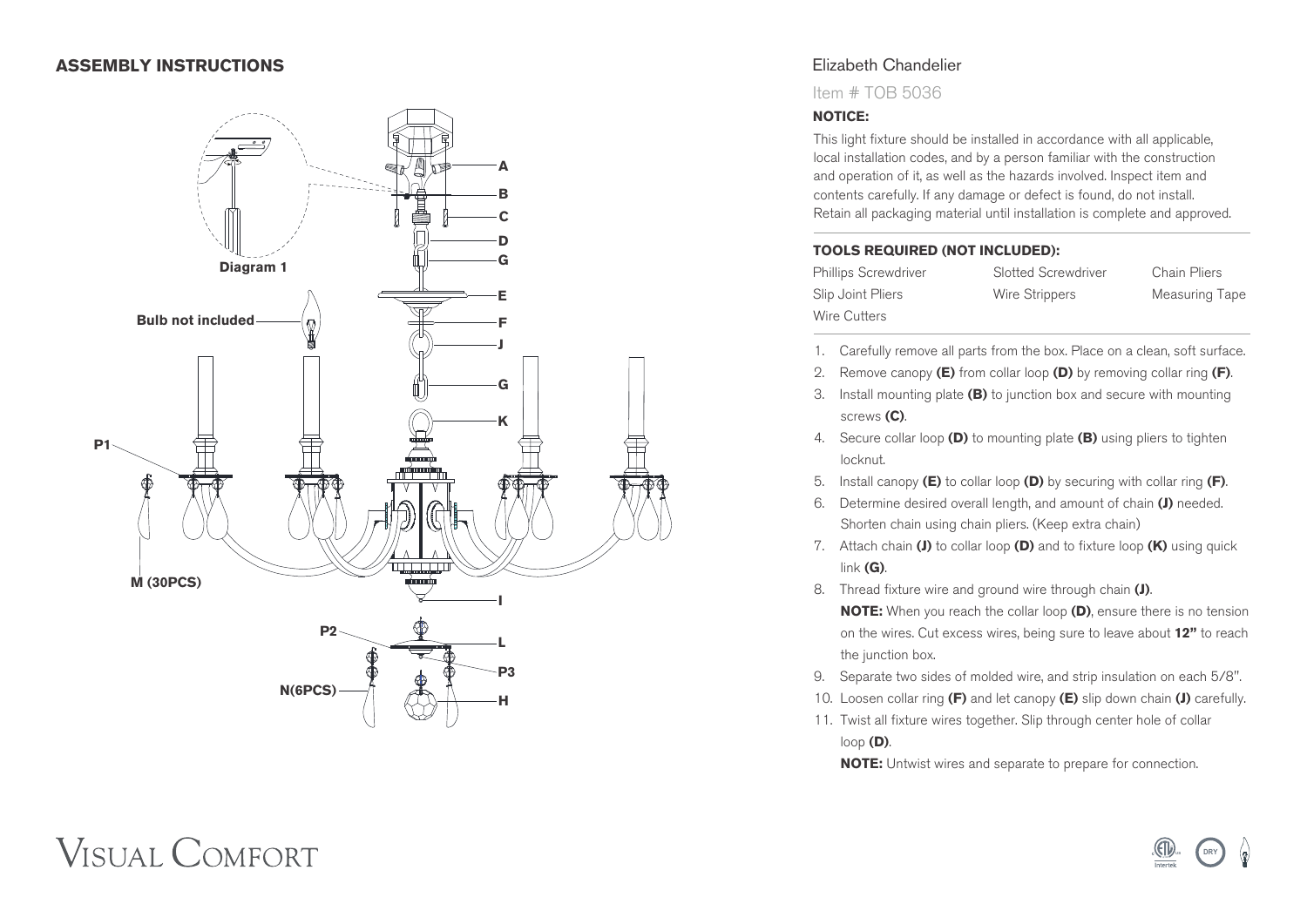## ASSEMBLY INSTRUCTIONS

Diagram 1

Bulb not included

P1

M (30PCS)

P2

N(6PCS)

A

B

C

D

G

E

F

J

G

K

I

L

P3

H

# Elizabeth Chandelier

Item # TOB 5036

**NOTICE:**

This light fixture should be installed in accordance with all applicable, local installation codes, and by a person familiar with the construction and operation of it, as well as the hazards involved. Inspect item and contents carefully. If any damage or defect is found, do not install. Retain all packaging material until installation is complete and approved.

**TOOLS REQUIRED (NOT INCLUDED):**

| | | |
|---|---|---|
| Phillips Screwdriver | Slotted Screwdriver | Chain Pliers |
| Slip Joint Pliers | Wire Strippers | Measuring Tape |
| Wire Cutters | | |

1. Carefully remove all parts from the box. Place on a clean, soft surface.
2. Remove canopy **(E)** from collar loop **(D)** by removing collar ring **(F)**.
3. Install mounting plate **(B)** to junction box and secure with mounting screws **(C)**.
4. Secure collar loop **(D)** to mounting plate **(B)** using pliers to tighten locknut.
5. Install canopy **(E)** to collar loop **(D)** by securing with collar ring **(F)**.
6. Determine desired overall length, and amount of chain **(J)** needed. Shorten chain using chain pliers. (Keep extra chain)
7. Attach chain **(J)** to collar loop **(D)** and to fixture loop **(K)** using quick link **(G)**.
8. Thread fixture wire and ground wire through chain **(J)**.
   **NOTE:** When you reach the collar loop **(D)**, ensure there is no tension on the wires. Cut excess wires, being sure to leave about **12"** to reach the junction box.
9. Separate two sides of molded wire, and strip insulation on each 5/8".
10. Loosen collar ring **(F)** and let canopy **(E)** slip down chain **(J)** carefully.
11. Twist all fixture wires together. Slip through center hole of collar loop **(D)**.
    **NOTE:** Untwist wires and separate to prepare for connection.

VISUAL COMFORT

DRY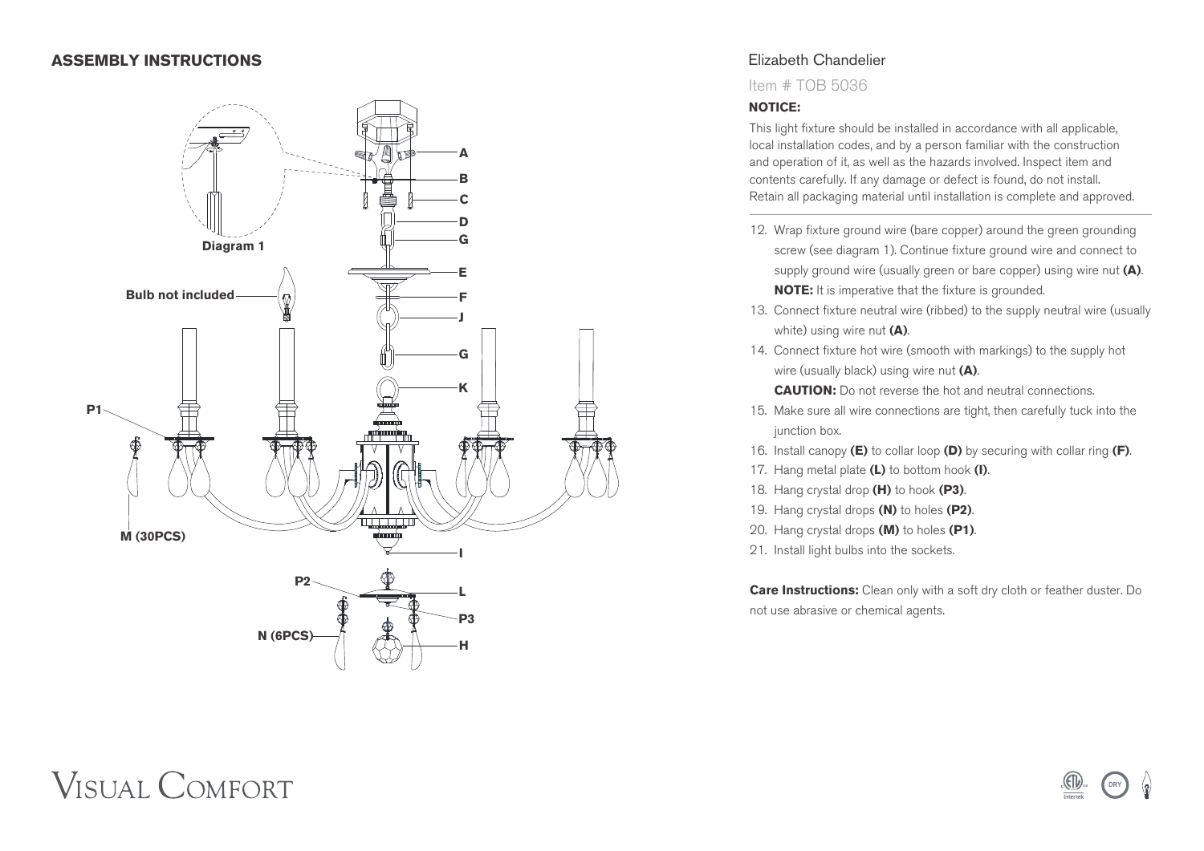## ASSEMBLY INSTRUCTIONS

Diagram 1

Bulb not included

P1

M (30PCS)

A

B

C

D

G

E

F

J

G

K

I

P2

L

P3

N (6PCS)

H

Elizabeth Chandelier

Item # TOB 5036

**NOTICE:**

This light fixture should be installed in accordance with all applicable, local installation codes, and by a person familiar with the construction and operation of it, as well as the hazards involved. Inspect item and contents carefully. If any damage or defect is found, do not install. Retain all packaging material until installation is complete and approved.

12. Wrap fixture ground wire (bare copper) around the green grounding screw (see diagram 1). Continue fixture ground wire and connect to supply ground wire (usually green or bare copper) using wire nut **(A)**.
    **NOTE:** It is imperative that the fixture is grounded.
13. Connect fixture neutral wire (ribbed) to the supply neutral wire (usually white) using wire nut **(A)**.
14. Connect fixture hot wire (smooth with markings) to the supply hot wire (usually black) using wire nut **(A)**.
    **CAUTION:** Do not reverse the hot and neutral connections.
15. Make sure all wire connections are tight, then carefully tuck into the junction box.
16. Install canopy **(E)** to collar loop **(D)** by securing with collar ring **(F)**.
17. Hang metal plate **(L)** to bottom hook **(I)**.
18. Hang crystal drop **(H)** to hook **(P3)**.
19. Hang crystal drops **(N)** to holes **(P2)**.
20. Hang crystal drops **(M)** to holes **(P1)**.
21. Install light bulbs into the sockets.

**Care Instructions:** Clean only with a soft dry cloth or feather duster. Do not use abrasive or chemical agents.

VISUAL COMFORT

Intertek DRY